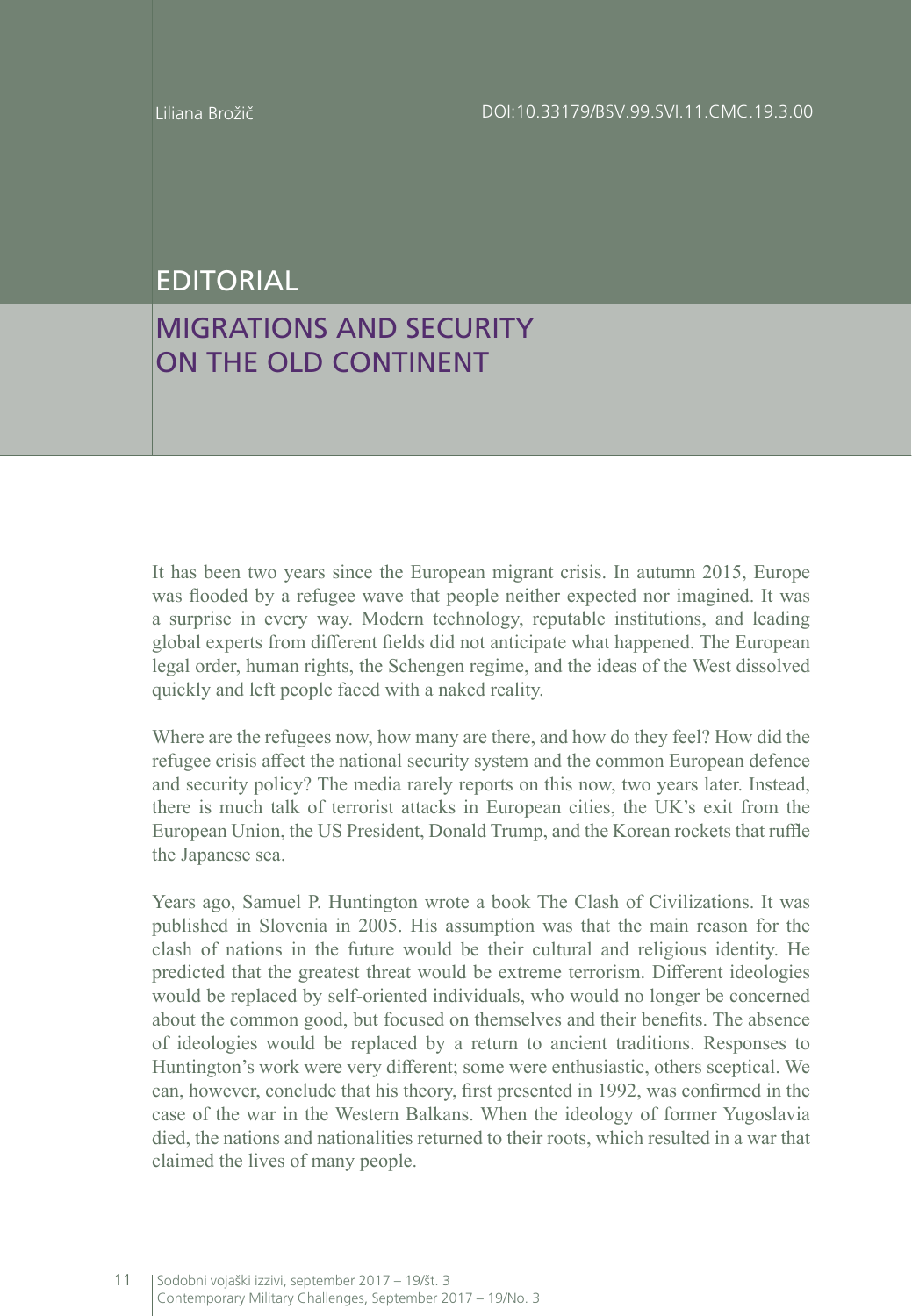Liliana Brožič

DOI:10.33179/BSV.99.SVI.11.CMC.19.3.00

# EDITORIAL

## MIGRATIONS AND SECURITY ON THE OLD CONTINENT

It has been two years since the European migrant crisis. In autumn 2015, Europe was flooded by a refugee wave that people neither expected nor imagined. It was a surprise in every way. Modern technology, reputable institutions, and leading global experts from different fields did not anticipate what happened. The European legal order, human rights, the Schengen regime, and the ideas of the West dissolved quickly and left people faced with a naked reality.

Where are the refugees now, how many are there, and how do they feel? How did the refugee crisis affect the national security system and the common European defence and security policy? The media rarely reports on this now, two years later. Instead, there is much talk of terrorist attacks in European cities, the UK's exit from the European Union, the US President, Donald Trump, and the Korean rockets that ruffle the Japanese sea.

Years ago, Samuel P. Huntington wrote a book The Clash of Civilizations. It was published in Slovenia in 2005. His assumption was that the main reason for the clash of nations in the future would be their cultural and religious identity. He predicted that the greatest threat would be extreme terrorism. Different ideologies would be replaced by self-oriented individuals, who would no longer be concerned about the common good, but focused on themselves and their benefits. The absence of ideologies would be replaced by a return to ancient traditions. Responses to Huntington's work were very different; some were enthusiastic, others sceptical. We can, however, conclude that his theory, first presented in 1992, was confirmed in the case of the war in the Western Balkans. When the ideology of former Yugoslavia died, the nations and nationalities returned to their roots, which resulted in a war that claimed the lives of many people.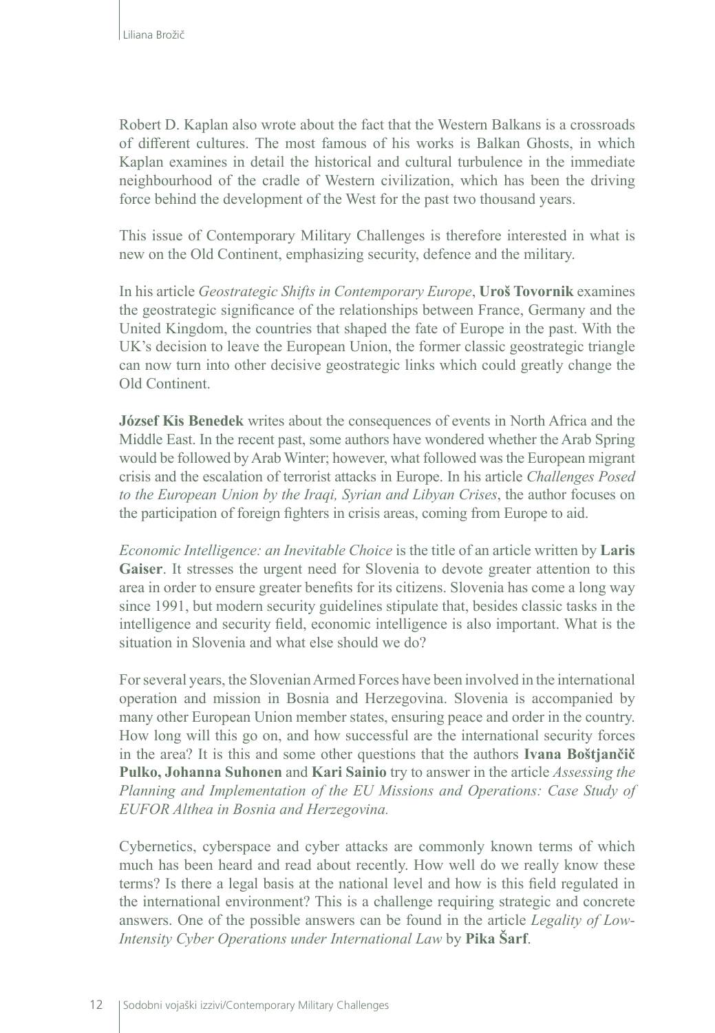Robert D. Kaplan also wrote about the fact that the Western Balkans is a crossroads of different cultures. The most famous of his works is Balkan Ghosts, in which Kaplan examines in detail the historical and cultural turbulence in the immediate neighbourhood of the cradle of Western civilization, which has been the driving force behind the development of the West for the past two thousand years.

This issue of Contemporary Military Challenges is therefore interested in what is new on the Old Continent, emphasizing security, defence and the military.

In his article *Geostrategic Shifts in Contemporary Europe*, **Uroš Tovornik** examines the geostrategic significance of the relationships between France, Germany and the United Kingdom, the countries that shaped the fate of Europe in the past. With the UK's decision to leave the European Union, the former classic geostrategic triangle can now turn into other decisive geostrategic links which could greatly change the Old Continent.

**József Kis Benedek** writes about the consequences of events in North Africa and the Middle East. In the recent past, some authors have wondered whether the Arab Spring would be followed by Arab Winter; however, what followed was the European migrant crisis and the escalation of terrorist attacks in Europe. In his article *Challenges Posed to the European Union by the Iraqi, Syrian and Libyan Crises*, the author focuses on the participation of foreign fighters in crisis areas, coming from Europe to aid.

*Economic Intelligence: an Inevitable Choice* is the title of an article written by **Laris Gaiser**. It stresses the urgent need for Slovenia to devote greater attention to this area in order to ensure greater benefits for its citizens. Slovenia has come a long way since 1991, but modern security guidelines stipulate that, besides classic tasks in the intelligence and security field, economic intelligence is also important. What is the situation in Slovenia and what else should we do?

For several years, the Slovenian Armed Forces have been involved in the international operation and mission in Bosnia and Herzegovina. Slovenia is accompanied by many other European Union member states, ensuring peace and order in the country. How long will this go on, and how successful are the international security forces in the area? It is this and some other questions that the authors **Ivana Boštjančič Pulko, Johanna Suhonen** and **Kari Sainio** try to answer in the article *Assessing the Planning and Implementation of the EU Missions and Operations: Case Study of EUFOR Althea in Bosnia and Herzegovina.*

Cybernetics, cyberspace and cyber attacks are commonly known terms of which much has been heard and read about recently. How well do we really know these terms? Is there a legal basis at the national level and how is this field regulated in the international environment? This is a challenge requiring strategic and concrete answers. One of the possible answers can be found in the article *Legality of Low-Intensity Cyber Operations under International Law* by **Pika Šarf**.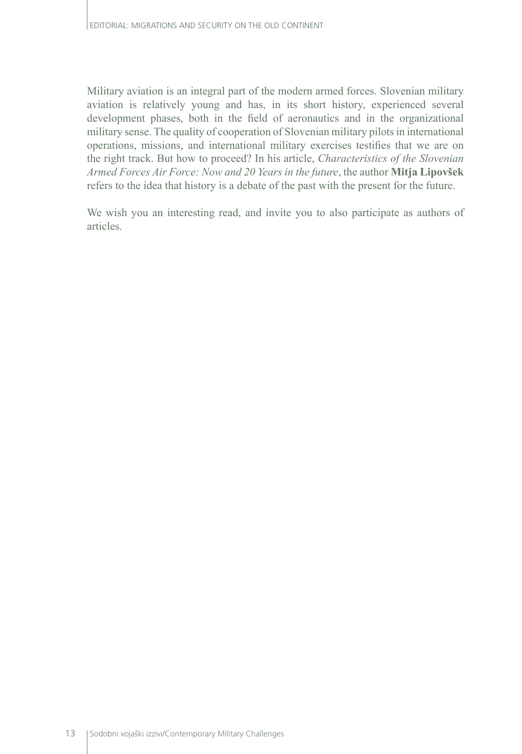Military aviation is an integral part of the modern armed forces. Slovenian military aviation is relatively young and has, in its short history, experienced several development phases, both in the field of aeronautics and in the organizational military sense. The quality of cooperation of Slovenian military pilots in international operations, missions, and international military exercises testifies that we are on the right track. But how to proceed? In his article, *Characteristics of the Slovenian Armed Forces Air Force: Now and 20 Years in the future*, the author **Mitja Lipovšek** refers to the idea that history is a debate of the past with the present for the future.

We wish you an interesting read, and invite you to also participate as authors of articles.